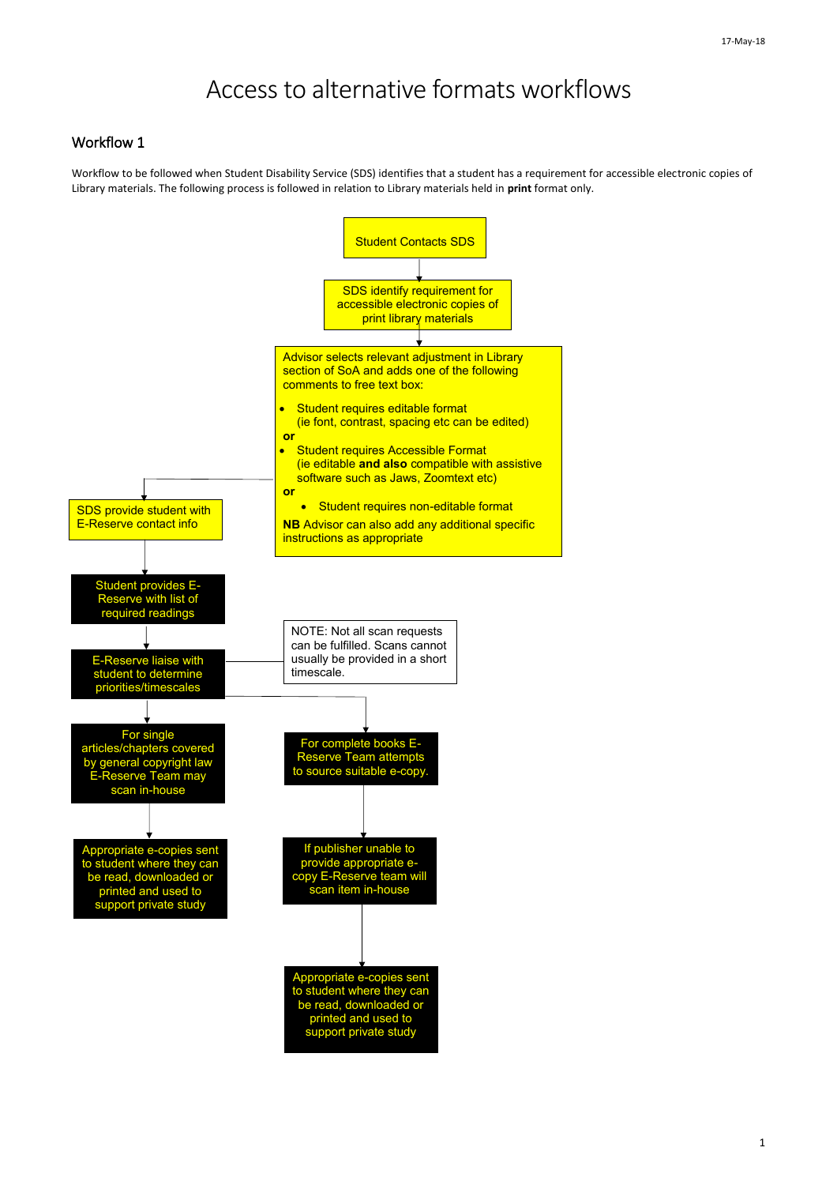# Access to alternative formats workflows

## Workflow 1

Workflow to be followed when Student Disability Service (SDS) identifies that a student has a requirement for accessible electronic copies of Library materials. The following process is followed in relation to Library materials held in **print** format only.

Student Contacts SDS

SDS identify requirement for accessible electronic copies of print library materials

Advisor selects relevant adjustment in Library section of SoA and adds one of the following comments to free text box:

- Student requires editable format (ie font, contrast, spacing etc can be edited)

**or**

- Student requires Accessible Format (ie editable **and also** compatible with assistive software such as Jaws, Zoomtext etc)

**or**

- Student requires non-editable format

**NB** Advisor can also add any additional specific instructions as appropriate

SDS provide student with E-Reserve contact info

Student provides E-Reserve with list of required readings

E-Reserve liaise with student to determine priorities/timescales

NOTE: Not all scan requests can be fulfilled. Scans cannot usually be provided in a short timescale.

For single articles/chapters covered by general copyright law E-Reserve Team may scan in-house

Appropriate e-copies sent to student where they can be read, downloaded or printed and used to support private study

For complete books E-Reserve Team attempts to source suitable e-copy.

If publisher unable to provide appropriate e-copy E-Reserve team will scan item in-house

Appropriate e-copies sent to student where they can be read, downloaded or printed and used to support private study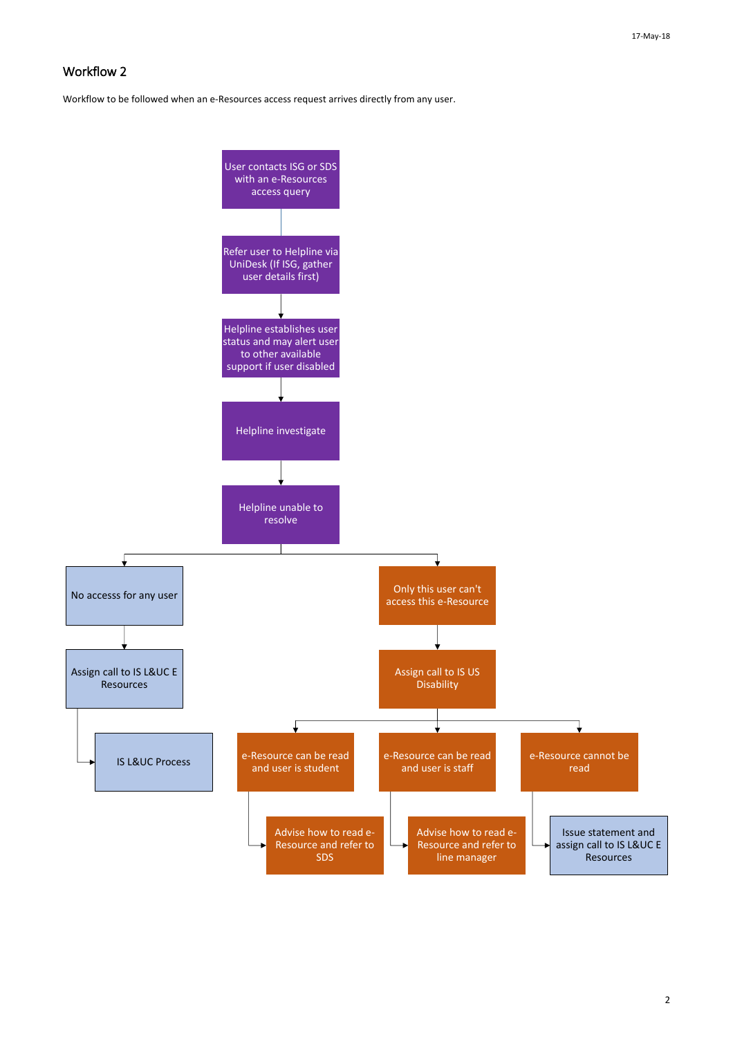## Workflow 2

Workflow to be followed when an e-Resources access request arrives directly from any user.

User contacts ISG or SDS with an e-Resources access query

Refer user to Helpline via UniDesk (If ISG, gather user details first)

Helpline establishes user status and may alert user to other available support if user disabled

Helpline investigate

Helpline unable to resolve

No accesss for any user

Assign call to IS L&UC E Resources

IS L&UC Process

Only this user can't access this e-Resource

Assign call to IS US Disability

e-Resource can be read and user is student

Advise how to read e-Resource and refer to SDS

e-Resource can be read and user is staff

Advise how to read e-Resource and refer to line manager

e-Resource cannot be read

Issue statement and assign call to IS L&UC E Resources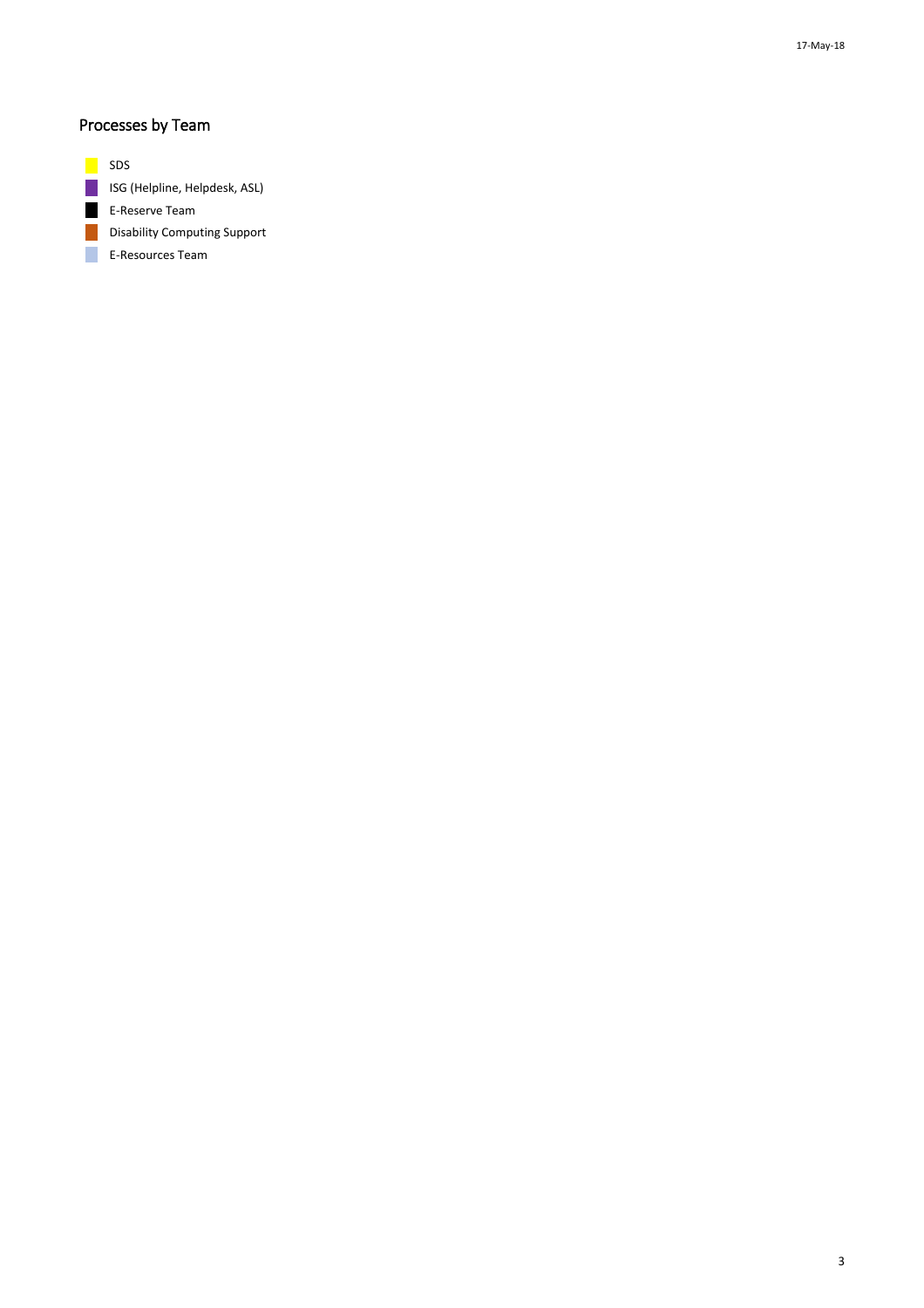## Processes by Team

- SDS
- ISG (Helpline, Helpdesk, ASL)
- E-Reserve Team
- Disability Computing Support
- E-Resources Team